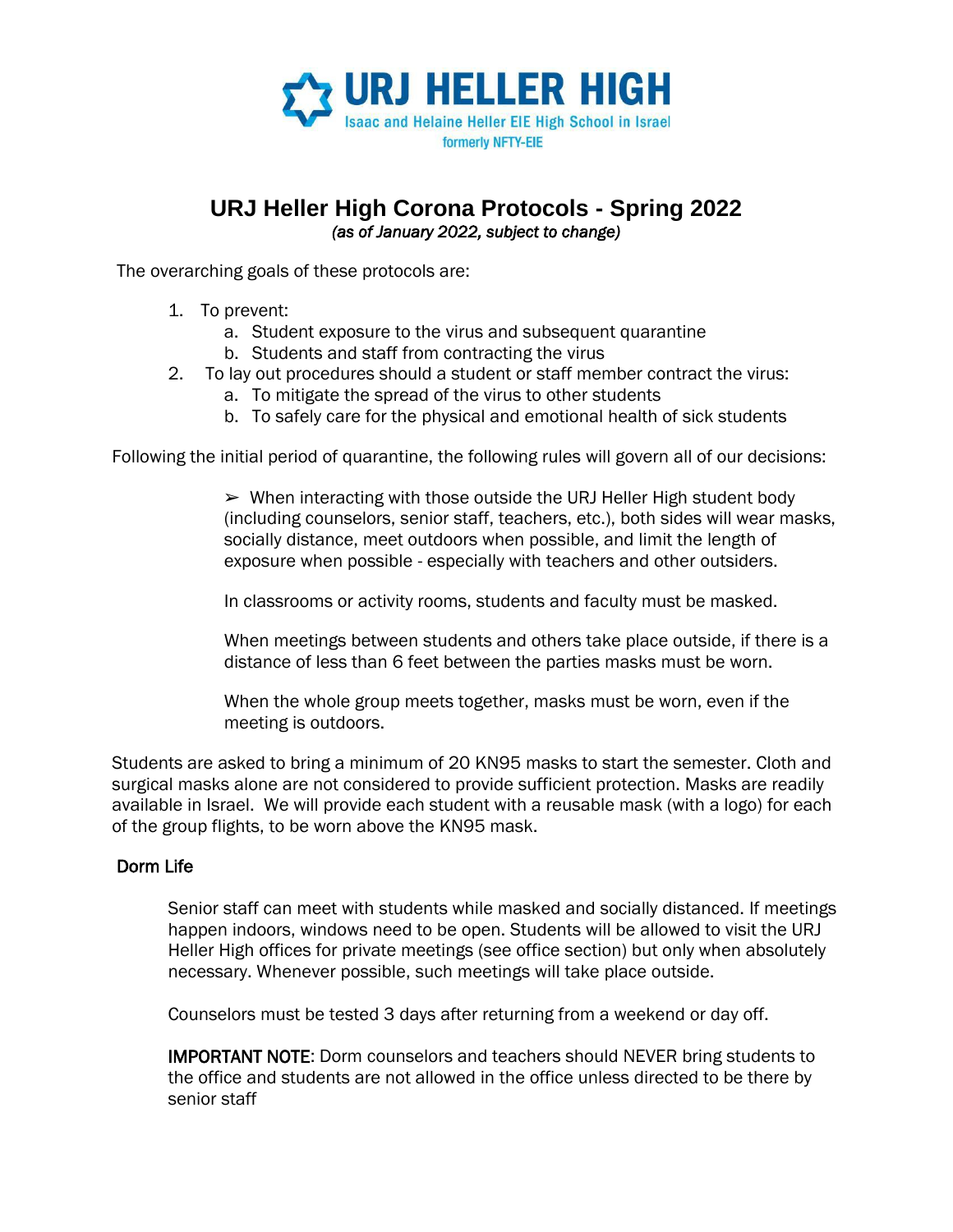URJ HELLER HIGH

Isaac and Helaine Heller EIE High School in Israel

formerly NFTY-EIE

# URJ Heller High Corona Protocols - Spring 2022

*(as of January 2022, subject to change)*

The overarching goals of these protocols are:

1. To prevent:
   a. Student exposure to the virus and subsequent quarantine
   b. Students and staff from contracting the virus
2. To lay out procedures should a student or staff member contract the virus:
   a. To mitigate the spread of the virus to other students
   b. To safely care for the physical and emotional health of sick students

Following the initial period of quarantine, the following rules will govern all of our decisions:

➢ When interacting with those outside the URJ Heller High student body (including counselors, senior staff, teachers, etc.), both sides will wear masks, socially distance, meet outdoors when possible, and limit the length of exposure when possible - especially with teachers and other outsiders.

In classrooms or activity rooms, students and faculty must be masked.

When meetings between students and others take place outside, if there is a distance of less than 6 feet between the parties masks must be worn.

When the whole group meets together, masks must be worn, even if the meeting is outdoors.

Students are asked to bring a minimum of 20 KN95 masks to start the semester. Cloth and surgical masks alone are not considered to provide sufficient protection. Masks are readily available in Israel. We will provide each student with a reusable mask (with a logo) for each of the group flights, to be worn above the KN95 mask.

## Dorm Life

Senior staff can meet with students while masked and socially distanced. If meetings happen indoors, windows need to be open. Students will be allowed to visit the URJ Heller High offices for private meetings (see office section) but only when absolutely necessary. Whenever possible, such meetings will take place outside.

Counselors must be tested 3 days after returning from a weekend or day off.

**IMPORTANT NOTE**: Dorm counselors and teachers should NEVER bring students to the office and students are not allowed in the office unless directed to be there by senior staff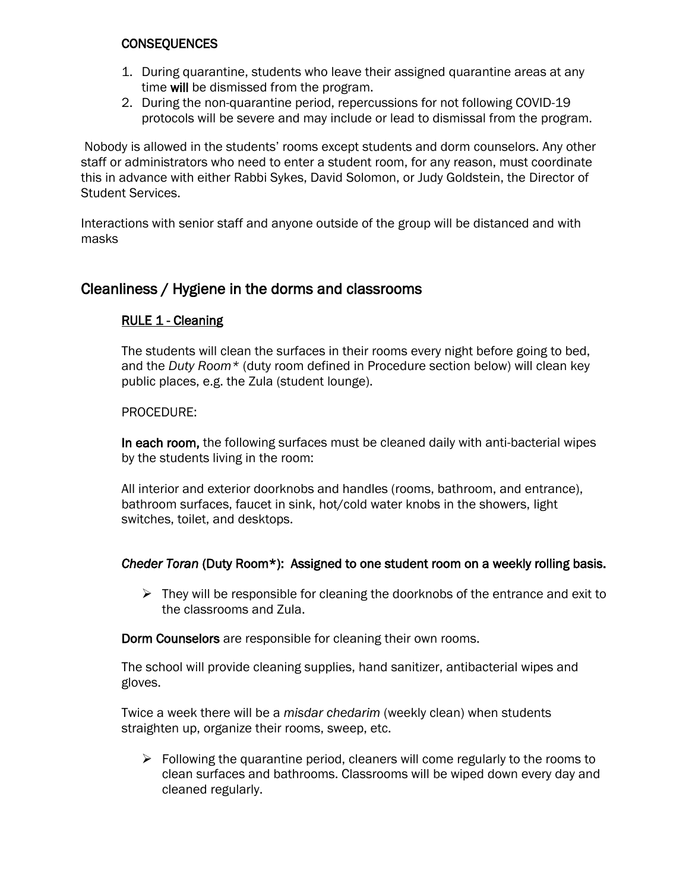**CONSEQUENCES**

1. During quarantine, students who leave their assigned quarantine areas at any time **will** be dismissed from the program.
2. During the non-quarantine period, repercussions for not following COVID-19 protocols will be severe and may include or lead to dismissal from the program.

Nobody is allowed in the students' rooms except students and dorm counselors. Any other staff or administrators who need to enter a student room, for any reason, must coordinate this in advance with either Rabbi Sykes, David Solomon, or Judy Goldstein, the Director of Student Services.

Interactions with senior staff and anyone outside of the group will be distanced and with masks

## Cleanliness / Hygiene in the dorms and classrooms

### RULE 1 - Cleaning

The students will clean the surfaces in their rooms every night before going to bed, and the *Duty Room** (duty room defined in Procedure section below) will clean key public places, e.g. the Zula (student lounge).

PROCEDURE:

**In each room,** the following surfaces must be cleaned daily with anti-bacterial wipes by the students living in the room:

All interior and exterior doorknobs and handles (rooms, bathroom, and entrance), bathroom surfaces, faucet in sink, hot/cold water knobs in the showers, light switches, toilet, and desktops.

***Cheder Toran* (Duty Room*): Assigned to one student room on a weekly rolling basis.**

- They will be responsible for cleaning the doorknobs of the entrance and exit to the classrooms and Zula.

**Dorm Counselors** are responsible for cleaning their own rooms.

The school will provide cleaning supplies, hand sanitizer, antibacterial wipes and gloves.

Twice a week there will be a *misdar chedarim* (weekly clean) when students straighten up, organize their rooms, sweep, etc.

- Following the quarantine period, cleaners will come regularly to the rooms to clean surfaces and bathrooms. Classrooms will be wiped down every day and cleaned regularly.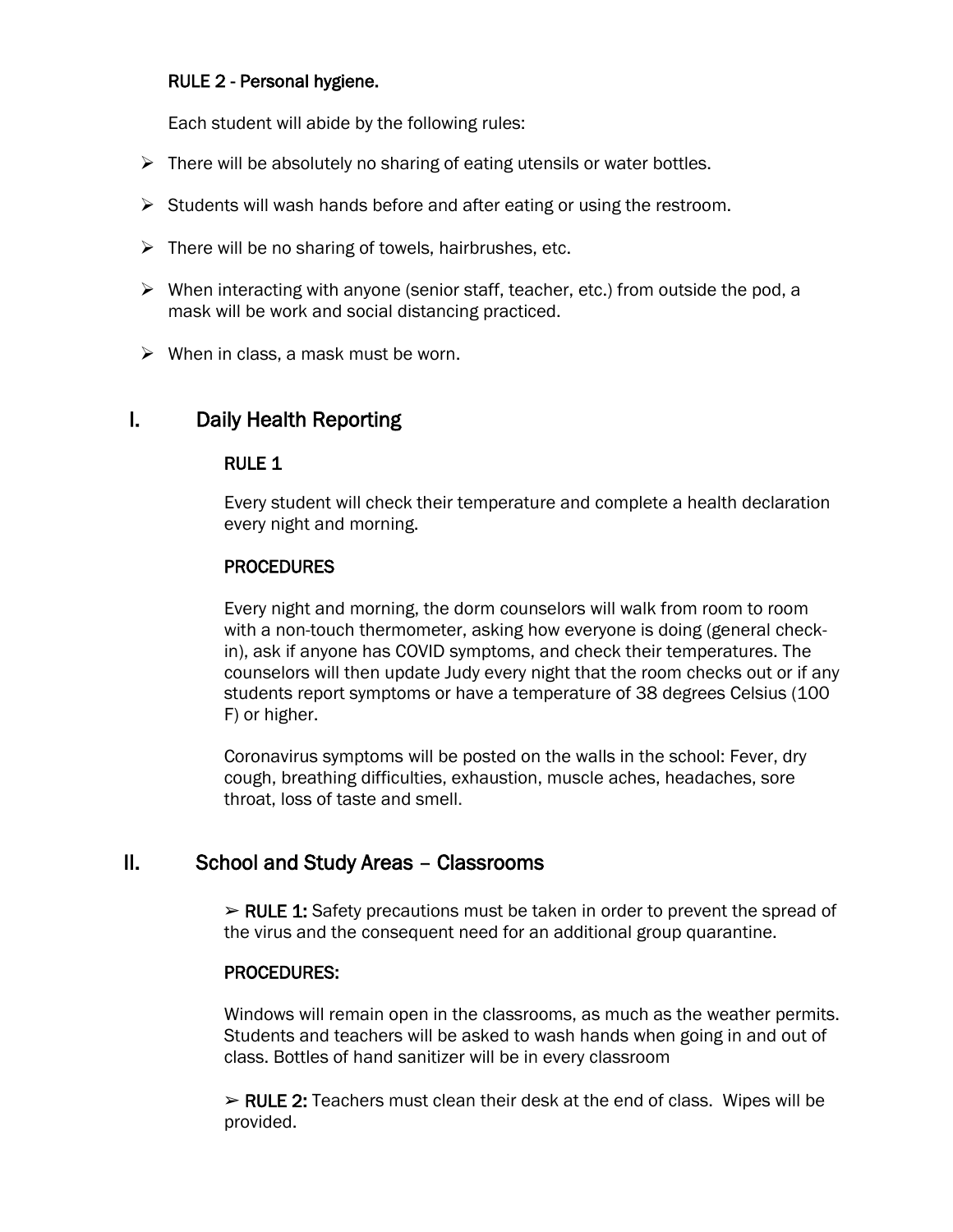RULE 2 - Personal hygiene.

Each student will abide by the following rules:

- There will be absolutely no sharing of eating utensils or water bottles.
- Students will wash hands before and after eating or using the restroom.
- There will be no sharing of towels, hairbrushes, etc.
- When interacting with anyone (senior staff, teacher, etc.) from outside the pod, a mask will be work and social distancing practiced.
- When in class, a mask must be worn.

## I. Daily Health Reporting

RULE 1

Every student will check their temperature and complete a health declaration every night and morning.

PROCEDURES

Every night and morning, the dorm counselors will walk from room to room with a non-touch thermometer, asking how everyone is doing (general check-in), ask if anyone has COVID symptoms, and check their temperatures. The counselors will then update Judy every night that the room checks out or if any students report symptoms or have a temperature of 38 degrees Celsius (100 F) or higher.

Coronavirus symptoms will be posted on the walls in the school: Fever, dry cough, breathing difficulties, exhaustion, muscle aches, headaches, sore throat, loss of taste and smell.

## II. School and Study Areas – Classrooms

➢ **RULE 1:** Safety precautions must be taken in order to prevent the spread of the virus and the consequent need for an additional group quarantine.

PROCEDURES:

Windows will remain open in the classrooms, as much as the weather permits. Students and teachers will be asked to wash hands when going in and out of class. Bottles of hand sanitizer will be in every classroom

➢ **RULE 2:** Teachers must clean their desk at the end of class. Wipes will be provided.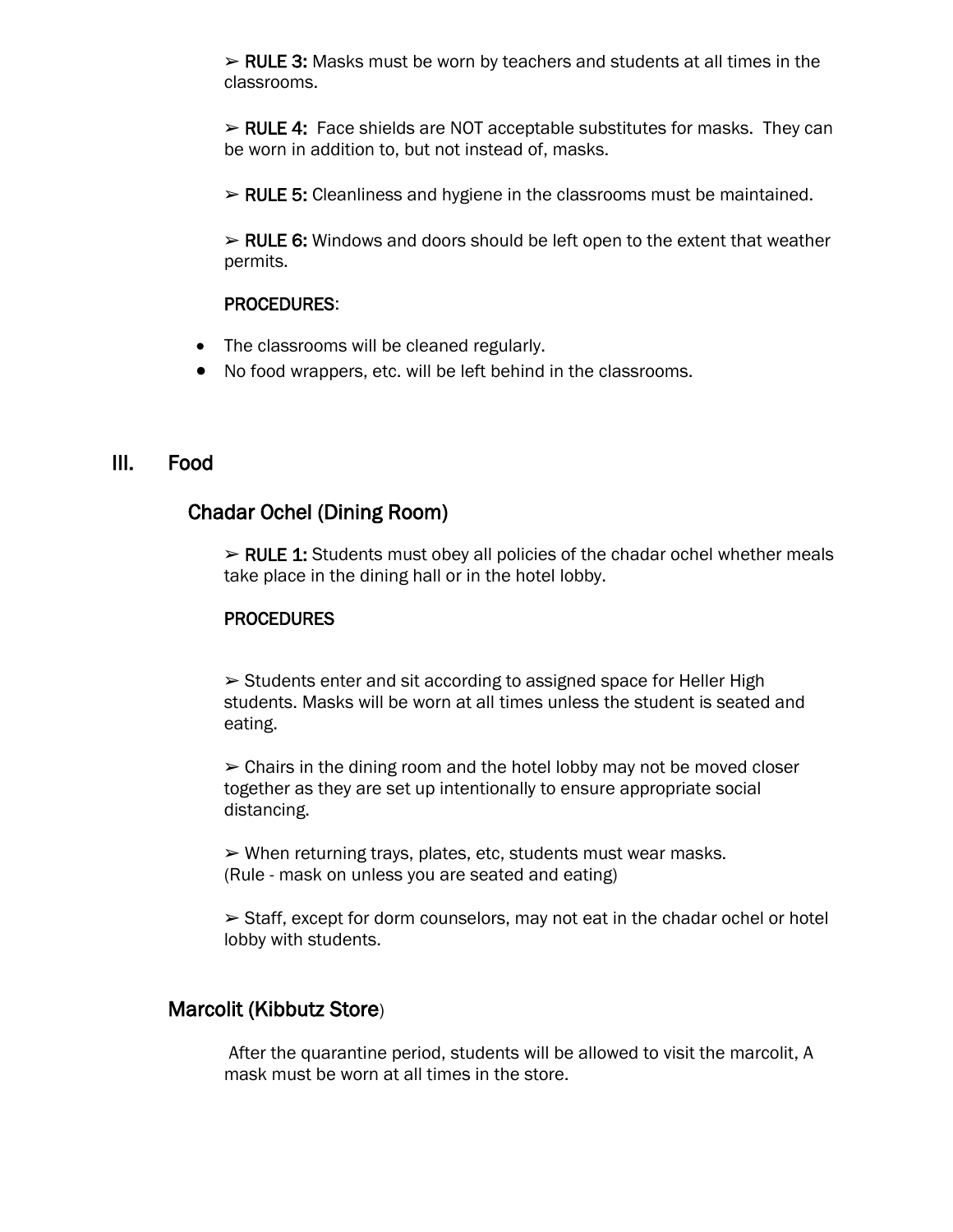➢ **RULE 3:** Masks must be worn by teachers and students at all times in the classrooms.

➢ **RULE 4:** Face shields are NOT acceptable substitutes for masks. They can be worn in addition to, but not instead of, masks.

➢ **RULE 5:** Cleanliness and hygiene in the classrooms must be maintained.

➢ **RULE 6:** Windows and doors should be left open to the extent that weather permits.

**PROCEDURES**:

- The classrooms will be cleaned regularly.
- No food wrappers, etc. will be left behind in the classrooms.

## III. Food

### Chadar Ochel (Dining Room)

➢ **RULE 1:** Students must obey all policies of the chadar ochel whether meals take place in the dining hall or in the hotel lobby.

**PROCEDURES**

➢ Students enter and sit according to assigned space for Heller High students. Masks will be worn at all times unless the student is seated and eating.

➢ Chairs in the dining room and the hotel lobby may not be moved closer together as they are set up intentionally to ensure appropriate social distancing.

➢ When returning trays, plates, etc, students must wear masks.
(Rule - mask on unless you are seated and eating)

➢ Staff, except for dorm counselors, may not eat in the chadar ochel or hotel lobby with students.

### Marcolit (Kibbutz Store)

After the quarantine period, students will be allowed to visit the marcolit, A mask must be worn at all times in the store.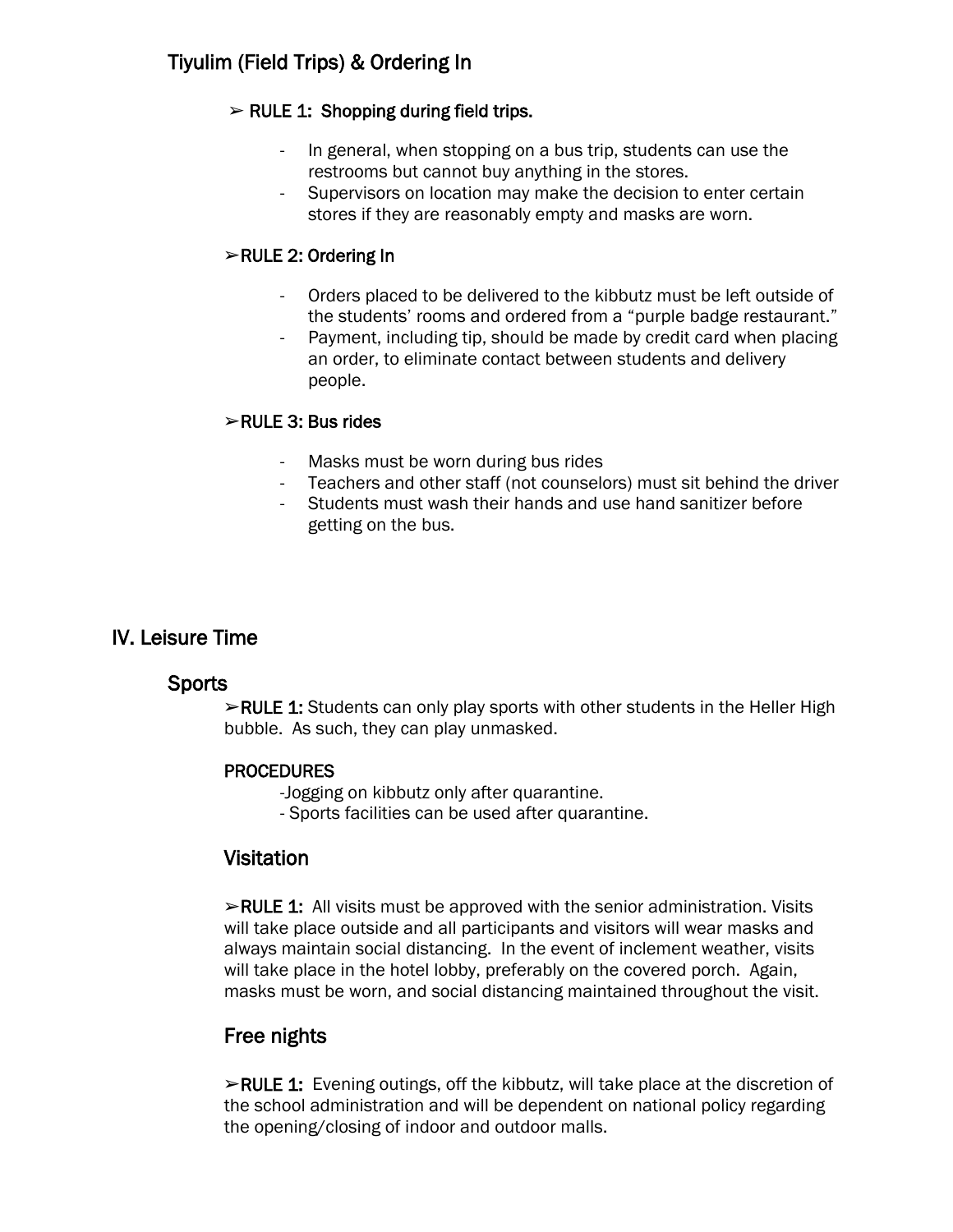## Tiyulim (Field Trips) & Ordering In

**➢ RULE 1: Shopping during field trips.**

- In general, when stopping on a bus trip, students can use the restrooms but cannot buy anything in the stores.
- Supervisors on location may make the decision to enter certain stores if they are reasonably empty and masks are worn.

**➢RULE 2: Ordering In**

- Orders placed to be delivered to the kibbutz must be left outside of the students' rooms and ordered from a "purple badge restaurant."
- Payment, including tip, should be made by credit card when placing an order, to eliminate contact between students and delivery people.

**➢RULE 3: Bus rides**

- Masks must be worn during bus rides
- Teachers and other staff (not counselors) must sit behind the driver
- Students must wash their hands and use hand sanitizer before getting on the bus.

# IV. Leisure Time

## Sports

**➢RULE 1:** Students can only play sports with other students in the Heller High bubble. As such, they can play unmasked.

**PROCEDURES**

-Jogging on kibbutz only after quarantine.
- Sports facilities can be used after quarantine.

## Visitation

**➢RULE 1:** All visits must be approved with the senior administration. Visits will take place outside and all participants and visitors will wear masks and always maintain social distancing. In the event of inclement weather, visits will take place in the hotel lobby, preferably on the covered porch. Again, masks must be worn, and social distancing maintained throughout the visit.

## Free nights

**➢RULE 1:** Evening outings, off the kibbutz, will take place at the discretion of the school administration and will be dependent on national policy regarding the opening/closing of indoor and outdoor malls.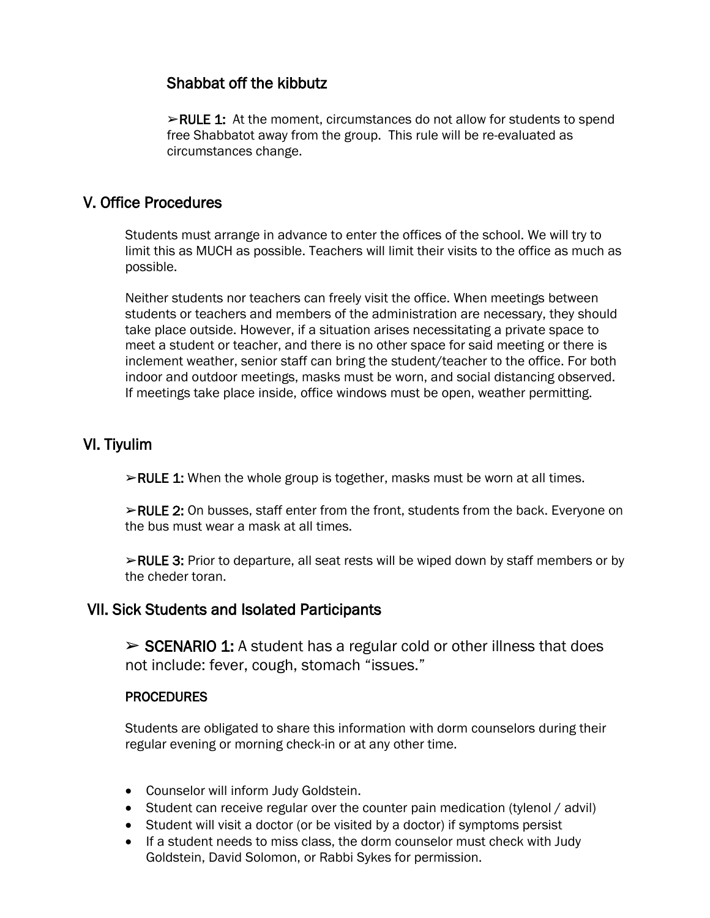### Shabbat off the kibbutz

➢**RULE 1:** At the moment, circumstances do not allow for students to spend free Shabbatot away from the group. This rule will be re-evaluated as circumstances change.

## V. Office Procedures

Students must arrange in advance to enter the offices of the school. We will try to limit this as MUCH as possible. Teachers will limit their visits to the office as much as possible.

Neither students nor teachers can freely visit the office. When meetings between students or teachers and members of the administration are necessary, they should take place outside. However, if a situation arises necessitating a private space to meet a student or teacher, and there is no other space for said meeting or there is inclement weather, senior staff can bring the student/teacher to the office. For both indoor and outdoor meetings, masks must be worn, and social distancing observed. If meetings take place inside, office windows must be open, weather permitting.

## VI. Tiyulim

➢**RULE 1:** When the whole group is together, masks must be worn at all times.

➢**RULE 2:** On busses, staff enter from the front, students from the back. Everyone on the bus must wear a mask at all times.

➢**RULE 3:** Prior to departure, all seat rests will be wiped down by staff members or by the cheder toran.

## VII. Sick Students and Isolated Participants

➢ **SCENARIO 1:** A student has a regular cold or other illness that does not include: fever, cough, stomach "issues."

**PROCEDURES**

Students are obligated to share this information with dorm counselors during their regular evening or morning check-in or at any other time.

- Counselor will inform Judy Goldstein.
- Student can receive regular over the counter pain medication (tylenol / advil)
- Student will visit a doctor (or be visited by a doctor) if symptoms persist
- If a student needs to miss class, the dorm counselor must check with Judy Goldstein, David Solomon, or Rabbi Sykes for permission.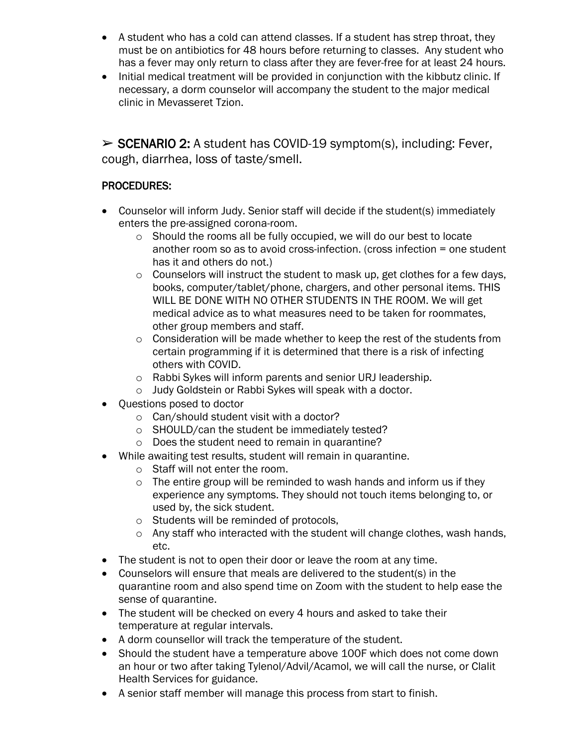- A student who has a cold can attend classes. If a student has strep throat, they must be on antibiotics for 48 hours before returning to classes. Any student who has a fever may only return to class after they are fever-free for at least 24 hours.
- Initial medical treatment will be provided in conjunction with the kibbutz clinic. If necessary, a dorm counselor will accompany the student to the major medical clinic in Mevasseret Tzion.

➢ **SCENARIO 2:** A student has COVID-19 symptom(s), including: Fever, cough, diarrhea, loss of taste/smell.

**PROCEDURES:**

- Counselor will inform Judy. Senior staff will decide if the student(s) immediately enters the pre-assigned corona-room.
  - Should the rooms all be fully occupied, we will do our best to locate another room so as to avoid cross-infection. (cross infection = one student has it and others do not.)
  - Counselors will instruct the student to mask up, get clothes for a few days, books, computer/tablet/phone, chargers, and other personal items. THIS WILL BE DONE WITH NO OTHER STUDENTS IN THE ROOM. We will get medical advice as to what measures need to be taken for roommates, other group members and staff.
  - Consideration will be made whether to keep the rest of the students from certain programming if it is determined that there is a risk of infecting others with COVID.
  - Rabbi Sykes will inform parents and senior URJ leadership.
  - Judy Goldstein or Rabbi Sykes will speak with a doctor.
- Questions posed to doctor
  - Can/should student visit with a doctor?
  - SHOULD/can the student be immediately tested?
  - Does the student need to remain in quarantine?
- While awaiting test results, student will remain in quarantine.
  - Staff will not enter the room.
  - The entire group will be reminded to wash hands and inform us if they experience any symptoms. They should not touch items belonging to, or used by, the sick student.
  - Students will be reminded of protocols,
  - Any staff who interacted with the student will change clothes, wash hands, etc.
- The student is not to open their door or leave the room at any time.
- Counselors will ensure that meals are delivered to the student(s) in the quarantine room and also spend time on Zoom with the student to help ease the sense of quarantine.
- The student will be checked on every 4 hours and asked to take their temperature at regular intervals.
- A dorm counsellor will track the temperature of the student.
- Should the student have a temperature above 100F which does not come down an hour or two after taking Tylenol/Advil/Acamol, we will call the nurse, or Clalit Health Services for guidance.
- A senior staff member will manage this process from start to finish.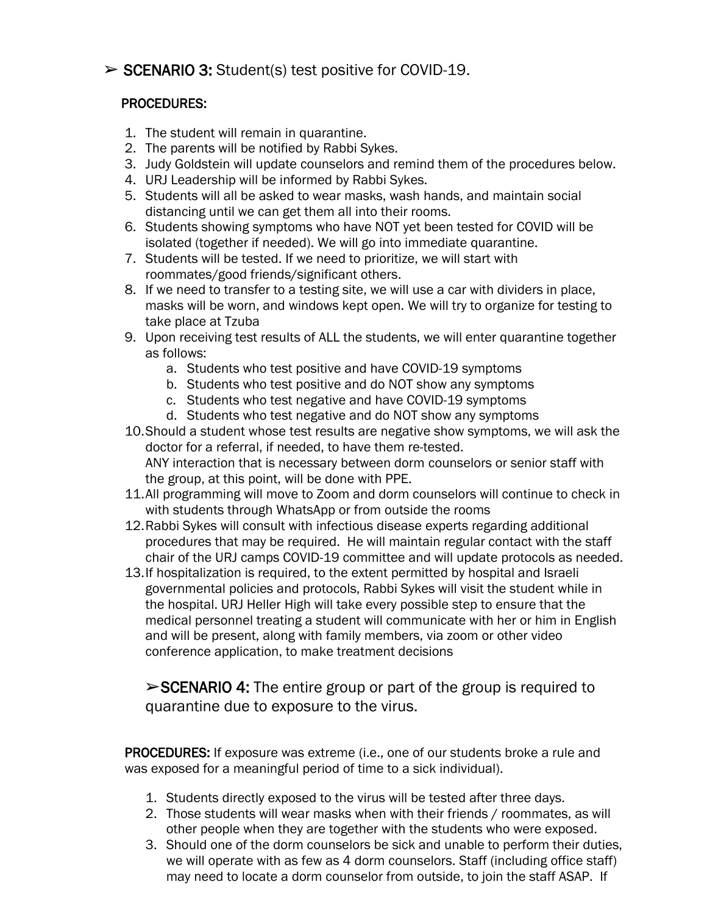➢ **SCENARIO 3:** Student(s) test positive for COVID-19.

**PROCEDURES:**

1. The student will remain in quarantine.
2. The parents will be notified by Rabbi Sykes.
3. Judy Goldstein will update counselors and remind them of the procedures below.
4. URJ Leadership will be informed by Rabbi Sykes.
5. Students will all be asked to wear masks, wash hands, and maintain social distancing until we can get them all into their rooms.
6. Students showing symptoms who have NOT yet been tested for COVID will be isolated (together if needed). We will go into immediate quarantine.
7. Students will be tested. If we need to prioritize, we will start with roommates/good friends/significant others.
8. If we need to transfer to a testing site, we will use a car with dividers in place, masks will be worn, and windows kept open. We will try to organize for testing to take place at Tzuba
9. Upon receiving test results of ALL the students, we will enter quarantine together as follows:
   a. Students who test positive and have COVID-19 symptoms
   b. Students who test positive and do NOT show any symptoms
   c. Students who test negative and have COVID-19 symptoms
   d. Students who test negative and do NOT show any symptoms
10. Should a student whose test results are negative show symptoms, we will ask the doctor for a referral, if needed, to have them re-tested.
    ANY interaction that is necessary between dorm counselors or senior staff with the group, at this point, will be done with PPE.
11. All programming will move to Zoom and dorm counselors will continue to check in with students through WhatsApp or from outside the rooms
12. Rabbi Sykes will consult with infectious disease experts regarding additional procedures that may be required. He will maintain regular contact with the staff chair of the URJ camps COVID-19 committee and will update protocols as needed.
13. If hospitalization is required, to the extent permitted by hospital and Israeli governmental policies and protocols, Rabbi Sykes will visit the student while in the hospital. URJ Heller High will take every possible step to ensure that the medical personnel treating a student will communicate with her or him in English and will be present, along with family members, via zoom or other video conference application, to make treatment decisions

➢**SCENARIO 4:** The entire group or part of the group is required to quarantine due to exposure to the virus.

**PROCEDURES:** If exposure was extreme (i.e., one of our students broke a rule and was exposed for a meaningful period of time to a sick individual).

1. Students directly exposed to the virus will be tested after three days.
2. Those students will wear masks when with their friends / roommates, as will other people when they are together with the students who were exposed.
3. Should one of the dorm counselors be sick and unable to perform their duties, we will operate with as few as 4 dorm counselors. Staff (including office staff) may need to locate a dorm counselor from outside, to join the staff ASAP. If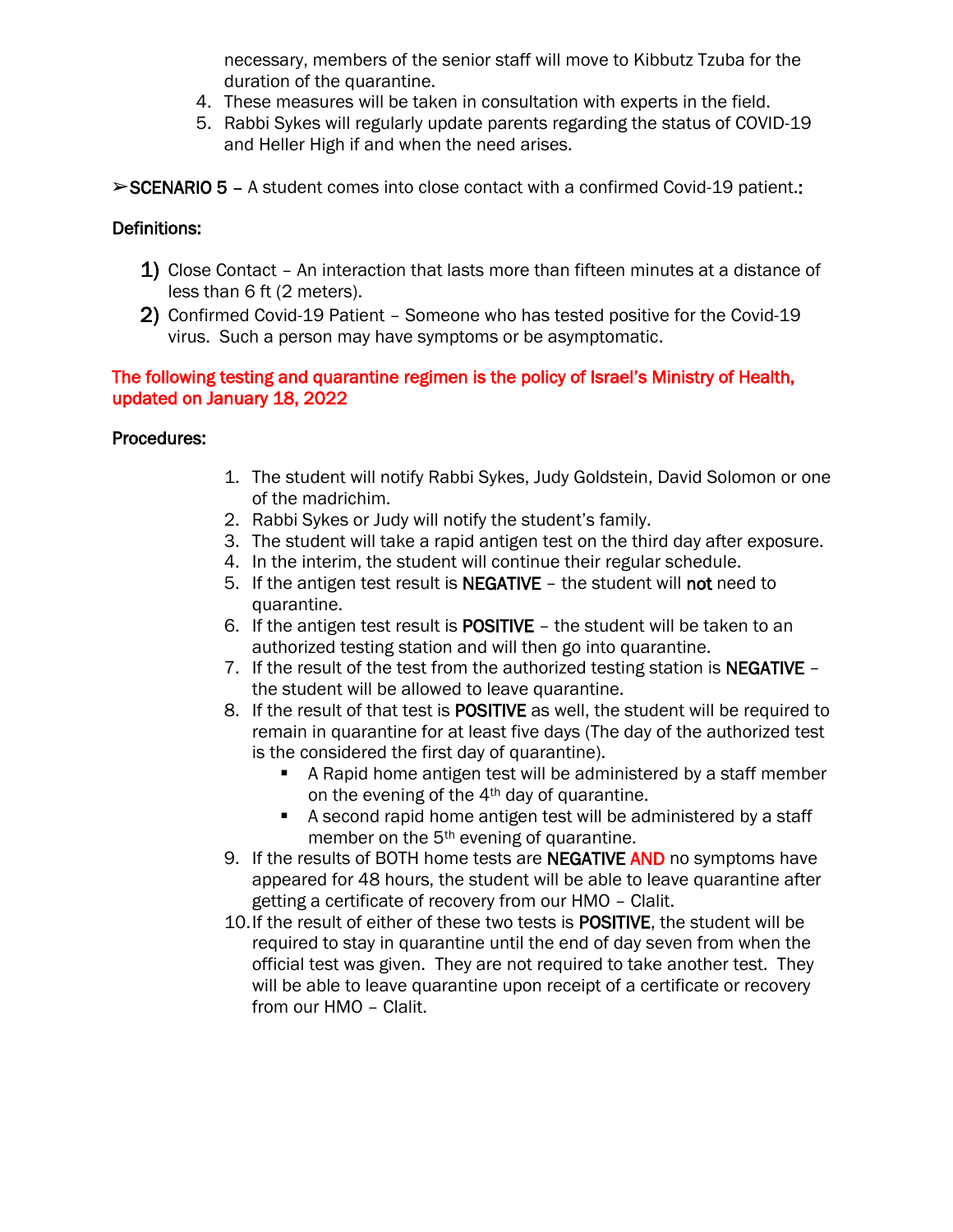necessary, members of the senior staff will move to Kibbutz Tzuba for the duration of the quarantine.

4. These measures will be taken in consultation with experts in the field.
5. Rabbi Sykes will regularly update parents regarding the status of COVID-19 and Heller High if and when the need arises.

➢**SCENARIO 5** – A student comes into close contact with a confirmed Covid-19 patient.**:**

**Definitions:**

1) Close Contact – An interaction that lasts more than fifteen minutes at a distance of less than 6 ft (2 meters).
2) Confirmed Covid-19 Patient – Someone who has tested positive for the Covid-19 virus. Such a person may have symptoms or be asymptomatic.

**The following testing and quarantine regimen is the policy of Israel's Ministry of Health, updated on January 18, 2022**

**Procedures:**

1. The student will notify Rabbi Sykes, Judy Goldstein, David Solomon or one of the madrichim.
2. Rabbi Sykes or Judy will notify the student's family.
3. The student will take a rapid antigen test on the third day after exposure.
4. In the interim, the student will continue their regular schedule.
5. If the antigen test result is **NEGATIVE** – the student will **not** need to quarantine.
6. If the antigen test result is **POSITIVE** – the student will be taken to an authorized testing station and will then go into quarantine.
7. If the result of the test from the authorized testing station is **NEGATIVE** – the student will be allowed to leave quarantine.
8. If the result of that test is **POSITIVE** as well, the student will be required to remain in quarantine for at least five days (The day of the authorized test is the considered the first day of quarantine).
   - A Rapid home antigen test will be administered by a staff member on the evening of the 4th day of quarantine.
   - A second rapid home antigen test will be administered by a staff member on the 5th evening of quarantine.
9. If the results of BOTH home tests are **NEGATIVE** **AND** no symptoms have appeared for 48 hours, the student will be able to leave quarantine after getting a certificate of recovery from our HMO – Clalit.
10. If the result of either of these two tests is **POSITIVE**, the student will be required to stay in quarantine until the end of day seven from when the official test was given. They are not required to take another test. They will be able to leave quarantine upon receipt of a certificate or recovery from our HMO – Clalit.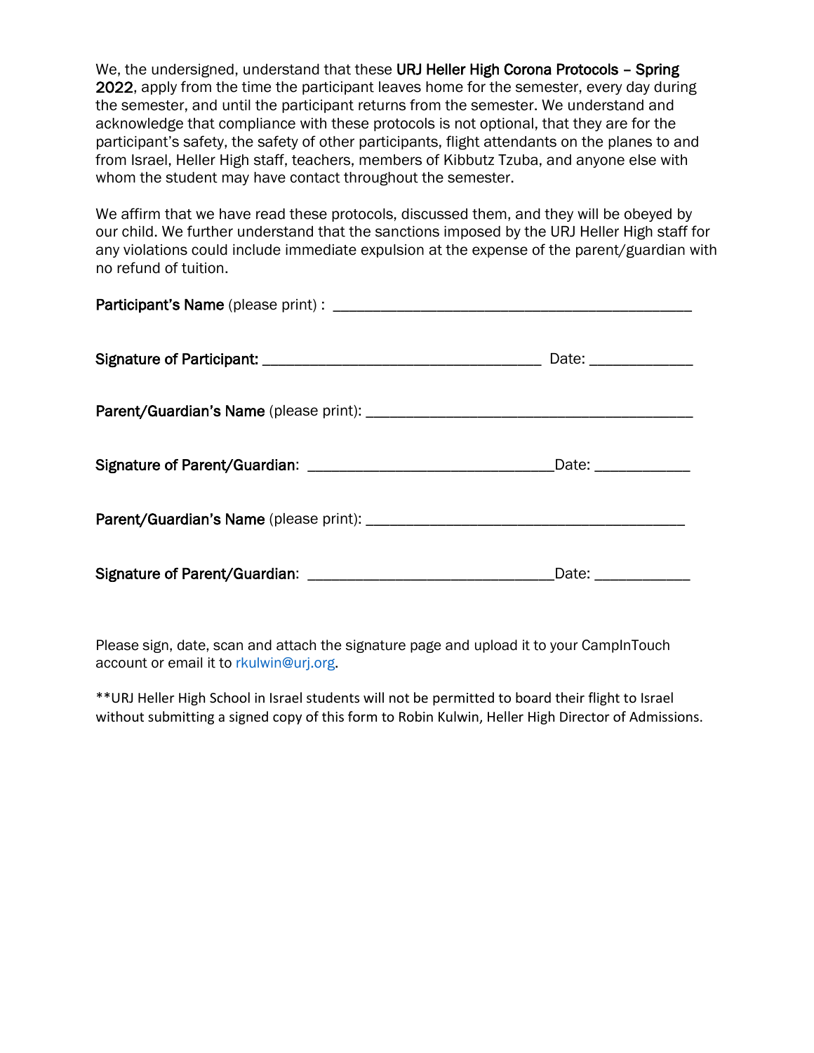We, the undersigned, understand that these **URJ Heller High Corona Protocols – Spring 2022**, apply from the time the participant leaves home for the semester, every day during the semester, and until the participant returns from the semester. We understand and acknowledge that compliance with these protocols is not optional, that they are for the participant's safety, the safety of other participants, flight attendants on the planes to and from Israel, Heller High staff, teachers, members of Kibbutz Tzuba, and anyone else with whom the student may have contact throughout the semester.

We affirm that we have read these protocols, discussed them, and they will be obeyed by our child. We further understand that the sanctions imposed by the URJ Heller High staff for any violations could include immediate expulsion at the expense of the parent/guardian with no refund of tuition.

**Participant's Name** (please print) : ______________________________________________

**Signature of Participant:** ___________________________________ Date: _____________

**Parent/Guardian's Name** (please print): _______________________________________

**Signature of Parent/Guardian**: _______________________________Date: ____________

**Parent/Guardian's Name** (please print): ______________________________________

**Signature of Parent/Guardian**: _______________________________Date: ____________

Please sign, date, scan and attach the signature page and upload it to your CampInTouch account or email it to rkulwin@urj.org.

**URJ Heller High School in Israel students will not be permitted to board their flight to Israel without submitting a signed copy of this form to Robin Kulwin, Heller High Director of Admissions.